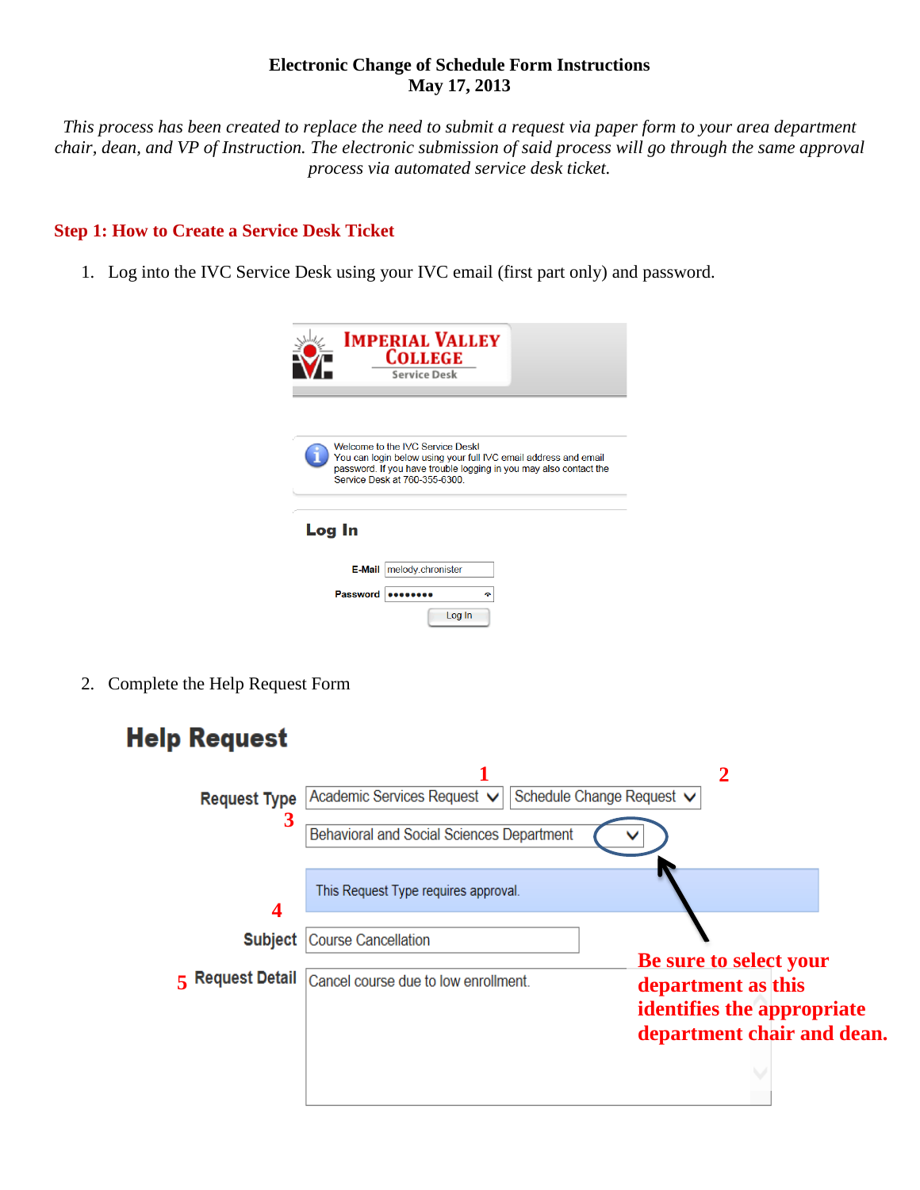**Electronic Change of Schedule Form Instructions**
**May 17, 2013**

*This process has been created to replace the need to submit a request via paper form to your area department chair, dean, and VP of Instruction. The electronic submission of said process will go through the same approval process via automated service desk ticket.*

## Step 1: How to Create a Service Desk Ticket

1. Log into the IVC Service Desk using your IVC email (first part only) and password.

IMPERIAL VALLEY COLLEGE
Service Desk

Welcome to the IVC Service Desk!
You can login below using your full IVC email address and email password. If you have trouble logging in you may also contact the Service Desk at 760-355-6300.

**Log In**

E-Mail: melody.chronister
Password: ••••••••
Log In

2. Complete the Help Request Form

**Help Request**

Request Type: 1 Academic Services Request | 2 Schedule Change Request
3 Behavioral and Social Sciences Department

This Request Type requires approval.

4 Subject: Course Cancellation

5 Request Detail: Cancel course due to low enrollment.

**Be sure to select your department as this identifies the appropriate department chair and dean.**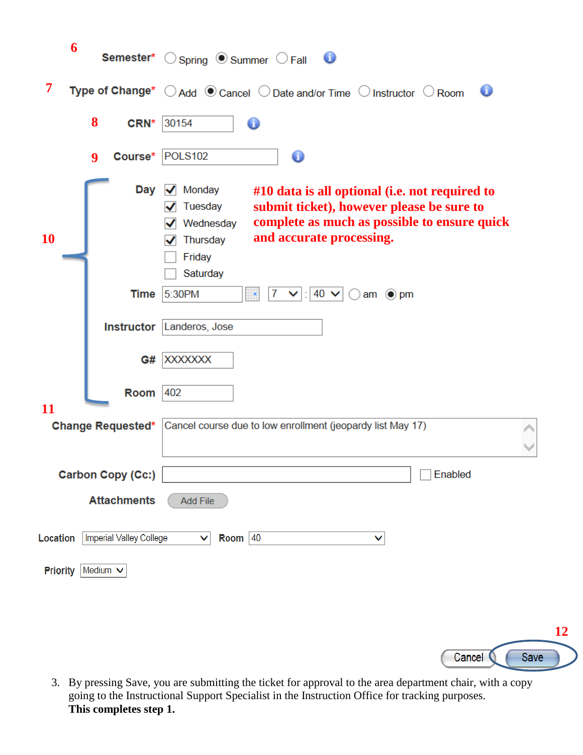6

**Semester*** ○ Spring ◉ Summer ○ Fall

7

**Type of Change*** ○ Add ◉ Cancel ○ Date and/or Time ○ Instructor ○ Room

8

**CRN*** 30154

9

**Course*** POLS102

10

**Day**
- [x] Monday
- [x] Tuesday
- [x] Wednesday
- [x] Thursday
- [ ] Friday
- [ ] Saturday

**#10 data is all optional (i.e. not required to submit ticket), however please be sure to complete as much as possible to ensure quick and accurate processing.**

**Time** 5:30PM 7 : 40 ○ am ◉ pm

**Instructor** Landeros, Jose

**G#** XXXXXXX

**Room** 402

11

**Change Requested*** Cancel course due to low enrollment (jeopardy list May 17)

**Carbon Copy (Cc:)** ☐ Enabled

**Attachments** Add File

**Location** Imperial Valley College **Room** 40

**Priority** Medium

12

Cancel Save

3. By pressing Save, you are submitting the ticket for approval to the area department chair, with a copy going to the Instructional Support Specialist in the Instruction Office for tracking purposes.
   **This completes step 1.**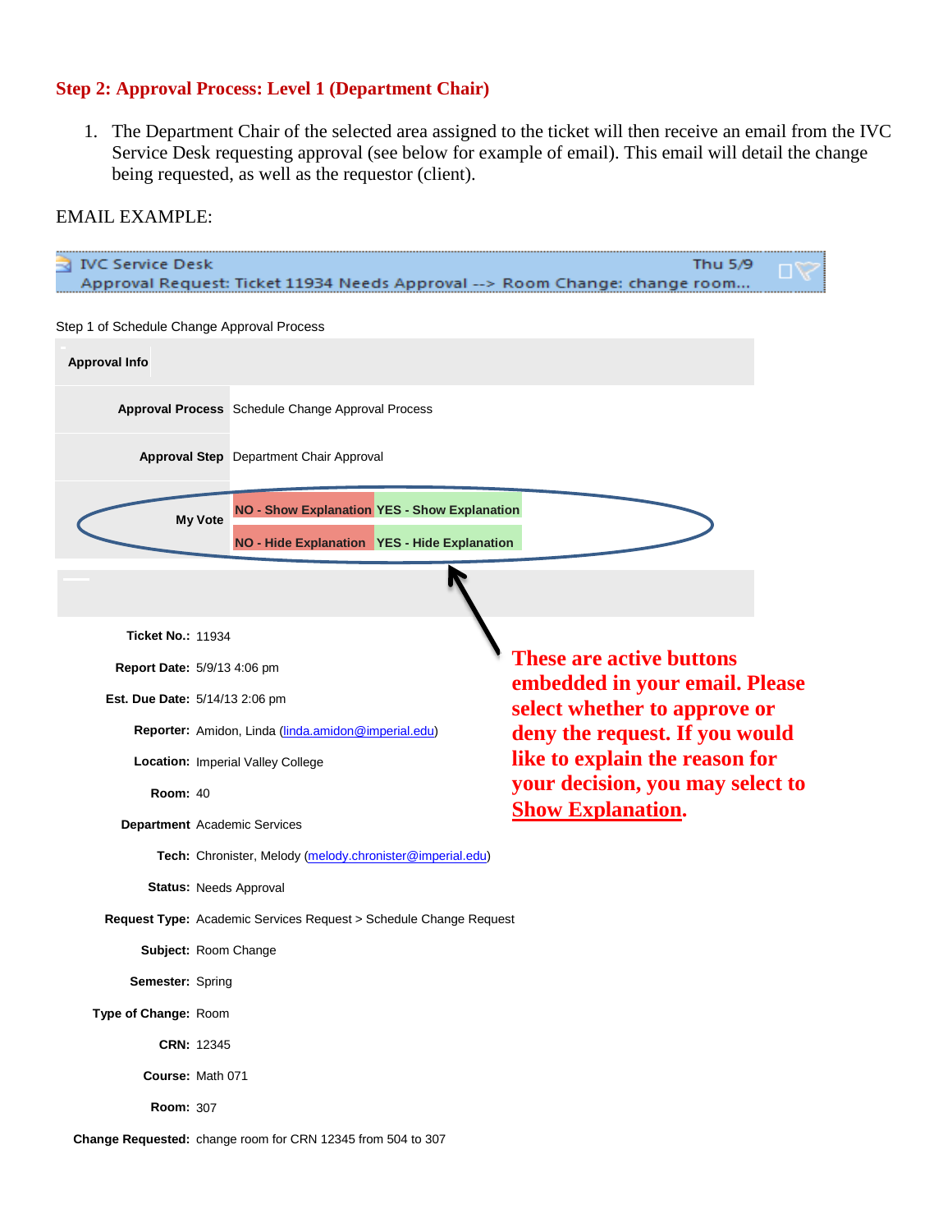## Step 2: Approval Process: Level 1 (Department Chair)

1. The Department Chair of the selected area assigned to the ticket will then receive an email from the IVC Service Desk requesting approval (see below for example of email). This email will detail the change being requested, as well as the requestor (client).

EMAIL EXAMPLE:

IVC Service Desk — Thu 5/9
Approval Request: Ticket 11934 Needs Approval --> Room Change: change room...

Step 1 of Schedule Change Approval Process

| **Approval Info** | |
|---|---|
| **Approval Process** | Schedule Change Approval Process |
| **Approval Step** | Department Chair Approval |
| **My Vote** | NO - Show Explanation / YES - Show Explanation<br>NO - Hide Explanation / YES - Hide Explanation |

**These are active buttons embedded in your email. Please select whether to approve or deny the request. If you would like to explain the reason for your decision, you may select to Show Explanation.**

**Ticket No.:** 11934

**Report Date:** 5/9/13 4:06 pm

**Est. Due Date:** 5/14/13 2:06 pm

**Reporter:** Amidon, Linda (linda.amidon@imperial.edu)

**Location:** Imperial Valley College

**Room:** 40

**Department** Academic Services

**Tech:** Chronister, Melody (melody.chronister@imperial.edu)

**Status:** Needs Approval

**Request Type:** Academic Services Request > Schedule Change Request

**Subject:** Room Change

**Semester:** Spring

**Type of Change:** Room

**CRN:** 12345

**Course:** Math 071

**Room:** 307

**Change Requested:** change room for CRN 12345 from 504 to 307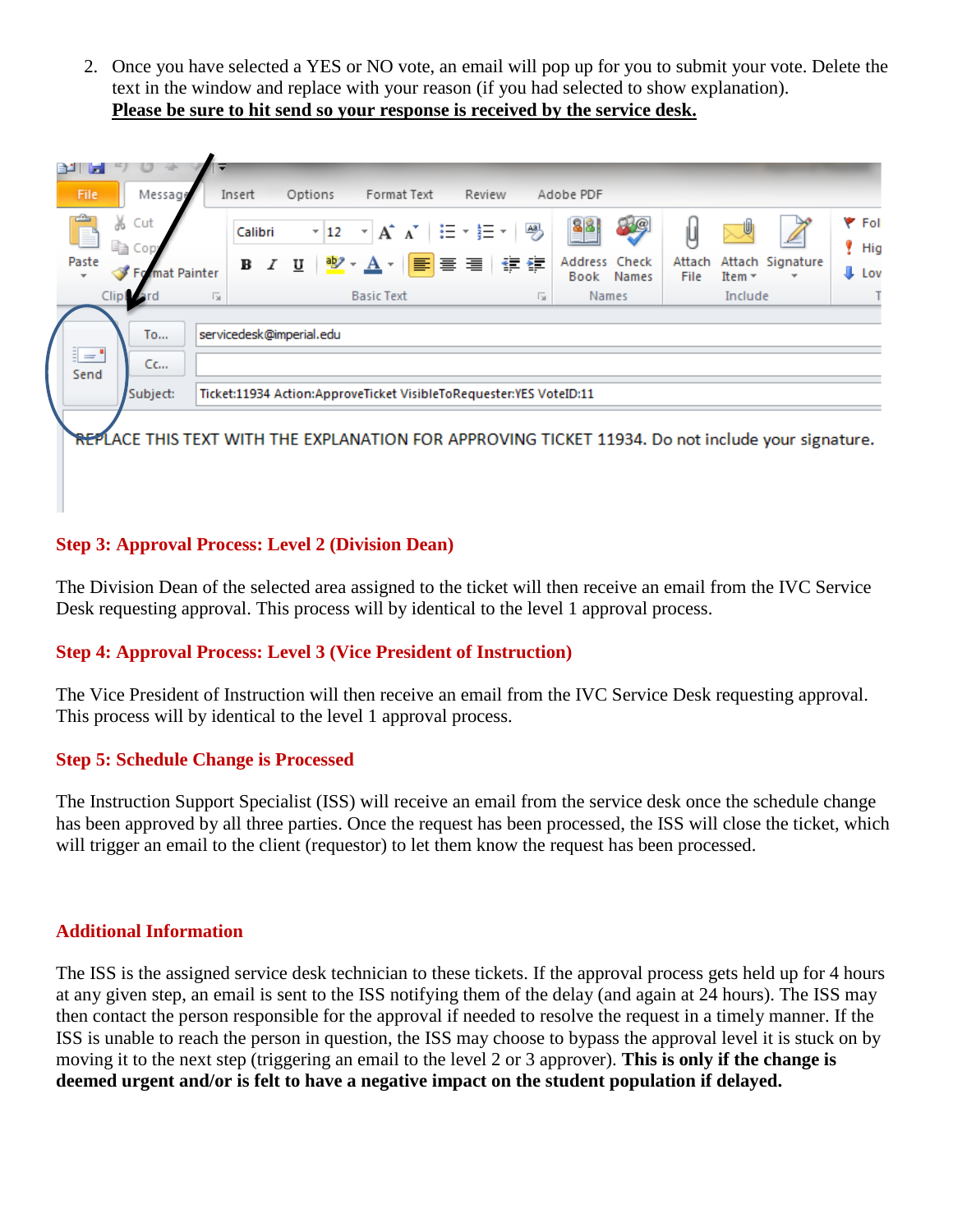2. Once you have selected a YES or NO vote, an email will pop up for you to submit your vote. Delete the text in the window and replace with your reason (if you had selected to show explanation).
   **Please be sure to hit send so your response is received by the service desk.**

## Step 3: Approval Process: Level 2 (Division Dean)

The Division Dean of the selected area assigned to the ticket will then receive an email from the IVC Service Desk requesting approval. This process will by identical to the level 1 approval process.

## Step 4: Approval Process: Level 3 (Vice President of Instruction)

The Vice President of Instruction will then receive an email from the IVC Service Desk requesting approval. This process will by identical to the level 1 approval process.

## Step 5: Schedule Change is Processed

The Instruction Support Specialist (ISS) will receive an email from the service desk once the schedule change has been approved by all three parties. Once the request has been processed, the ISS will close the ticket, which will trigger an email to the client (requestor) to let them know the request has been processed.

## Additional Information

The ISS is the assigned service desk technician to these tickets. If the approval process gets held up for 4 hours at any given step, an email is sent to the ISS notifying them of the delay (and again at 24 hours). The ISS may then contact the person responsible for the approval if needed to resolve the request in a timely manner. If the ISS is unable to reach the person in question, the ISS may choose to bypass the approval level it is stuck on by moving it to the next step (triggering an email to the level 2 or 3 approver). **This is only if the change is deemed urgent and/or is felt to have a negative impact on the student population if delayed.**